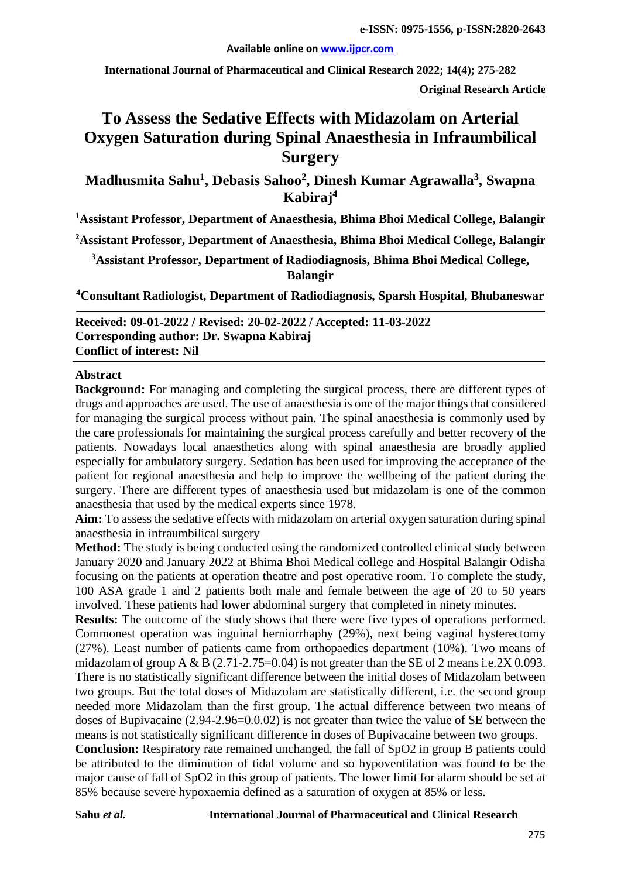# To Assess the Sedative Effects with Midazolam on Arterial Oxygen Saturation during Spinal Anaesthesia in Infraumbilical Surgery

**Madhusmita Sahu[1], Debasis Sahoo[2], Dinesh Kumar Agrawalla[3], Swapna Kabiraj[4]**

[1]Assistant Professor, Department of Anaesthesia, Bhima Bhoi Medical College, Balangir

[2]Assistant Professor, Department of Anaesthesia, Bhima Bhoi Medical College, Balangir

[3]Assistant Professor, Department of Radiodiagnosis, Bhima Bhoi Medical College, Balangir

[4]Consultant Radiologist, Department of Radiodiagnosis, Sparsh Hospital, Bhubaneswar

**Received: 09-01-2022 / Revised: 20-02-2022 / Accepted: 11-03-2022**
**Corresponding author: Dr. Swapna Kabiraj**
**Conflict of interest: Nil**

## Abstract

**Background:** For managing and completing the surgical process, there are different types of drugs and approaches are used. The use of anaesthesia is one of the major things that considered for managing the surgical process without pain. The spinal anaesthesia is commonly used by the care professionals for maintaining the surgical process carefully and better recovery of the patients. Nowadays local anaesthetics along with spinal anaesthesia are broadly applied especially for ambulatory surgery. Sedation has been used for improving the acceptance of the patient for regional anaesthesia and help to improve the wellbeing of the patient during the surgery. There are different types of anaesthesia used but midazolam is one of the common anaesthesia that used by the medical experts since 1978.

**Aim:** To assess the sedative effects with midazolam on arterial oxygen saturation during spinal anaesthesia in infraumbilical surgery

**Method:** The study is being conducted using the randomized controlled clinical study between January 2020 and January 2022 at Bhima Bhoi Medical college and Hospital Balangir Odisha focusing on the patients at operation theatre and post operative room. To complete the study, 100 ASA grade 1 and 2 patients both male and female between the age of 20 to 50 years involved. These patients had lower abdominal surgery that completed in ninety minutes.

**Results:** The outcome of the study shows that there were five types of operations performed. Commonest operation was inguinal herniorrhaphy (29%), next being vaginal hysterectomy (27%). Least number of patients came from orthopaedics department (10%). Two means of midazolam of group A & B (2.71-2.75=0.04) is not greater than the SE of 2 means i.e.2X 0.093. There is no statistically significant difference between the initial doses of Midazolam between two groups. But the total doses of Midazolam are statistically different, i.e. the second group needed more Midazolam than the first group. The actual difference between two means of doses of Bupivacaine (2.94-2.96=0.0.02) is not greater than twice the value of SE between the means is not statistically significant difference in doses of Bupivacaine between two groups.

**Conclusion:** Respiratory rate remained unchanged, the fall of $SpO_2$ in group B patients could be attributed to the diminution of tidal volume and so hypoventilation was found to be the major cause of fall of $SpO_2$ in this group of patients. The lower limit for alarm should be set at 85% because severe hypoxaemia defined as a saturation of oxygen at 85% or less.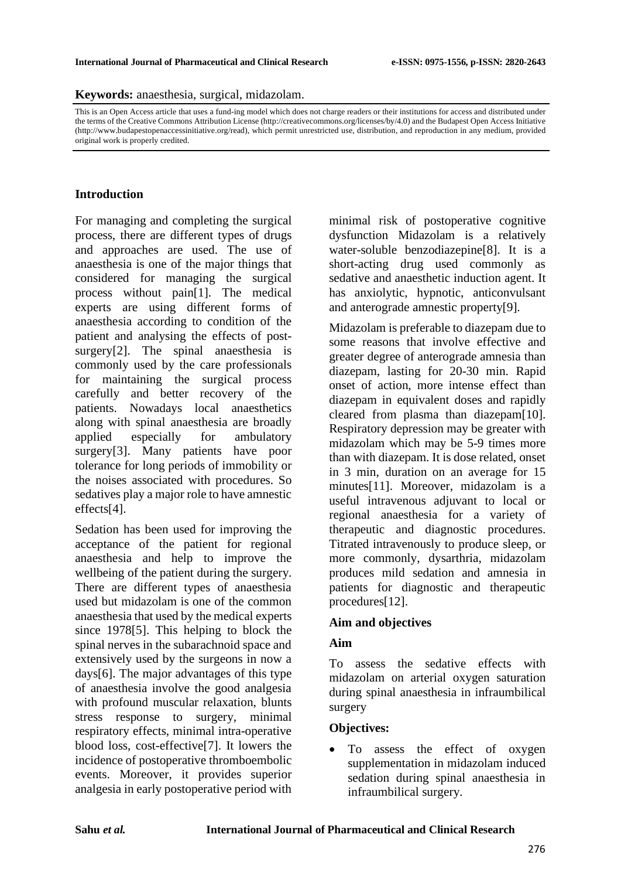**Keywords:** anaesthesia, surgical, midazolam.

This is an Open Access article that uses a fund-ing model which does not charge readers or their institutions for access and distributed under the terms of the Creative Commons Attribution License (http://creativecommons.org/licenses/by/4.0) and the Budapest Open Access Initiative (http://www.budapestopenaccessinitiative.org/read), which permit unrestricted use, distribution, and reproduction in any medium, provided original work is properly credited.

## Introduction

For managing and completing the surgical process, there are different types of drugs and approaches are used. The use of anaesthesia is one of the major things that considered for managing the surgical process without pain[1]. The medical experts are using different forms of anaesthesia according to condition of the patient and analysing the effects of post-surgery[2]. The spinal anaesthesia is commonly used by the care professionals for maintaining the surgical process carefully and better recovery of the patients. Nowadays local anaesthetics along with spinal anaesthesia are broadly applied especially for ambulatory surgery[3]. Many patients have poor tolerance for long periods of immobility or the noises associated with procedures. So sedatives play a major role to have amnestic effects[4].

Sedation has been used for improving the acceptance of the patient for regional anaesthesia and help to improve the wellbeing of the patient during the surgery. There are different types of anaesthesia used but midazolam is one of the common anaesthesia that used by the medical experts since 1978[5]. This helping to block the spinal nerves in the subarachnoid space and extensively used by the surgeons in now a days[6]. The major advantages of this type of anaesthesia involve the good analgesia with profound muscular relaxation, blunts stress response to surgery, minimal respiratory effects, minimal intra-operative blood loss, cost-effective[7]. It lowers the incidence of postoperative thromboembolic events. Moreover, it provides superior analgesia in early postoperative period with minimal risk of postoperative cognitive dysfunction Midazolam is a relatively water-soluble benzodiazepine[8]. It is a short-acting drug used commonly as sedative and anaesthetic induction agent. It has anxiolytic, hypnotic, anticonvulsant and anterograde amnestic property[9].

Midazolam is preferable to diazepam due to some reasons that involve effective and greater degree of anterograde amnesia than diazepam, lasting for 20-30 min. Rapid onset of action, more intense effect than diazepam in equivalent doses and rapidly cleared from plasma than diazepam[10]. Respiratory depression may be greater with midazolam which may be 5-9 times more than with diazepam. It is dose related, onset in 3 min, duration on an average for 15 minutes[11]. Moreover, midazolam is a useful intravenous adjuvant to local or regional anaesthesia for a variety of therapeutic and diagnostic procedures. Titrated intravenously to produce sleep, or more commonly, dysarthria, midazolam produces mild sedation and amnesia in patients for diagnostic and therapeutic procedures[12].

### Aim and objectives

#### Aim

To assess the sedative effects with midazolam on arterial oxygen saturation during spinal anaesthesia in infraumbilical surgery

#### Objectives:

- To assess the effect of oxygen supplementation in midazolam induced sedation during spinal anaesthesia in infraumbilical surgery.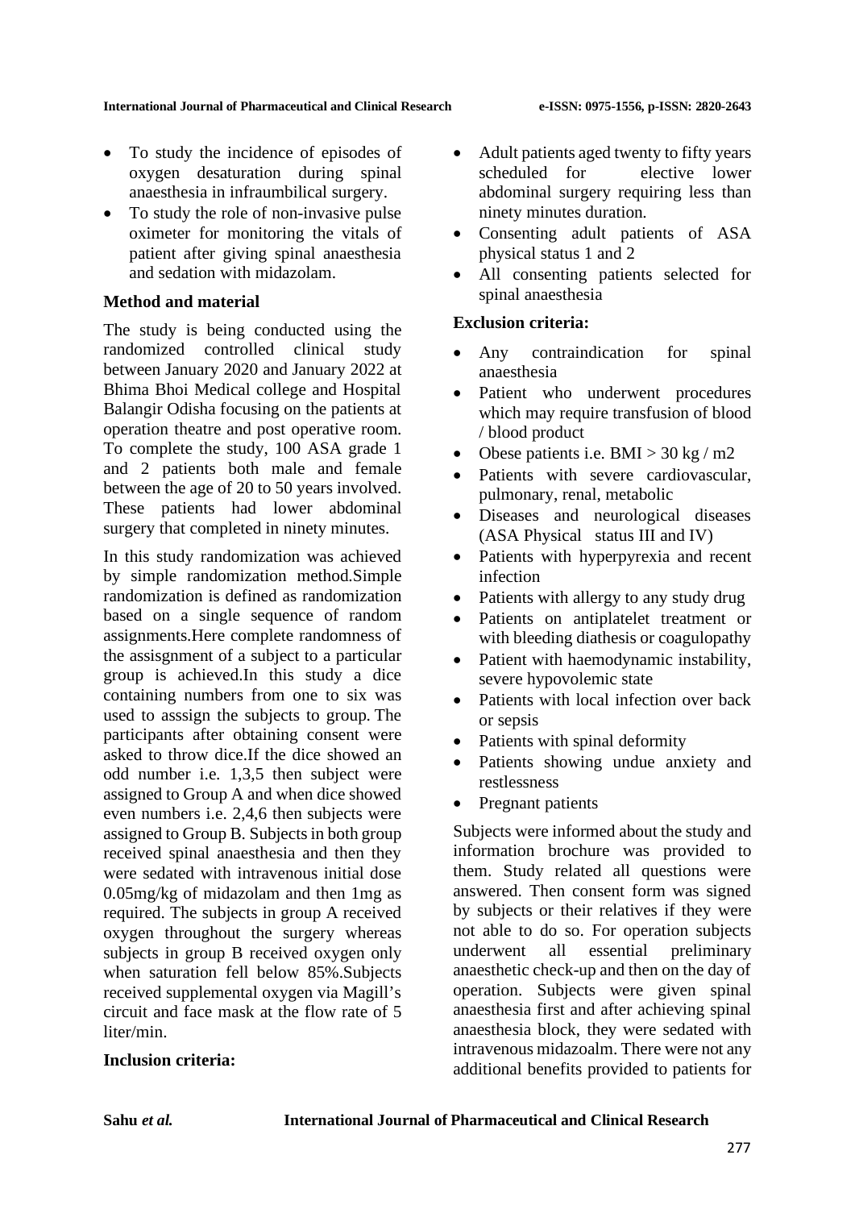- To study the incidence of episodes of oxygen desaturation during spinal anaesthesia in infraumbilical surgery.
- To study the role of non-invasive pulse oximeter for monitoring the vitals of patient after giving spinal anaesthesia and sedation with midazolam.

**Method and material**

The study is being conducted using the randomized controlled clinical study between January 2020 and January 2022 at Bhima Bhoi Medical college and Hospital Balangir Odisha focusing on the patients at operation theatre and post operative room. To complete the study, 100 ASA grade 1 and 2 patients both male and female between the age of 20 to 50 years involved. These patients had lower abdominal surgery that completed in ninety minutes.

In this study randomization was achieved by simple randomization method.Simple randomization is defined as randomization based on a single sequence of random assignments.Here complete randomness of the assisgnment of a subject to a particular group is achieved.In this study a dice containing numbers from one to six was used to asssign the subjects to group. The participants after obtaining consent were asked to throw dice.If the dice showed an odd number i.e. 1,3,5 then subject were assigned to Group A and when dice showed even numbers i.e. 2,4,6 then subjects were assigned to Group B. Subjects in both group received spinal anaesthesia and then they were sedated with intravenous initial dose 0.05mg/kg of midazolam and then 1mg as required. The subjects in group A received oxygen throughout the surgery whereas subjects in group B received oxygen only when saturation fell below 85%.Subjects received supplemental oxygen via Magill's circuit and face mask at the flow rate of 5 liter/min.

**Inclusion criteria:**

- Adult patients aged twenty to fifty years scheduled for elective lower abdominal surgery requiring less than ninety minutes duration.
- Consenting adult patients of ASA physical status 1 and 2
- All consenting patients selected for spinal anaesthesia

**Exclusion criteria:**

- Any contraindication for spinal anaesthesia
- Patient who underwent procedures which may require transfusion of blood / blood product
- Obese patients i.e. BMI > 30 kg / m2
- Patients with severe cardiovascular, pulmonary, renal, metabolic
- Diseases and neurological diseases (ASA Physical status III and IV)
- Patients with hyperpyrexia and recent infection
- Patients with allergy to any study drug
- Patients on antiplatelet treatment or with bleeding diathesis or coagulopathy
- Patient with haemodynamic instability, severe hypovolemic state
- Patients with local infection over back or sepsis
- Patients with spinal deformity
- Patients showing undue anxiety and restlessness
- Pregnant patients

Subjects were informed about the study and information brochure was provided to them. Study related all questions were answered. Then consent form was signed by subjects or their relatives if they were not able to do so. For operation subjects underwent all essential preliminary anaesthetic check-up and then on the day of operation. Subjects were given spinal anaesthesia first and after achieving spinal anaesthesia block, they were sedated with intravenous midazoalm. There were not any additional benefits provided to patients for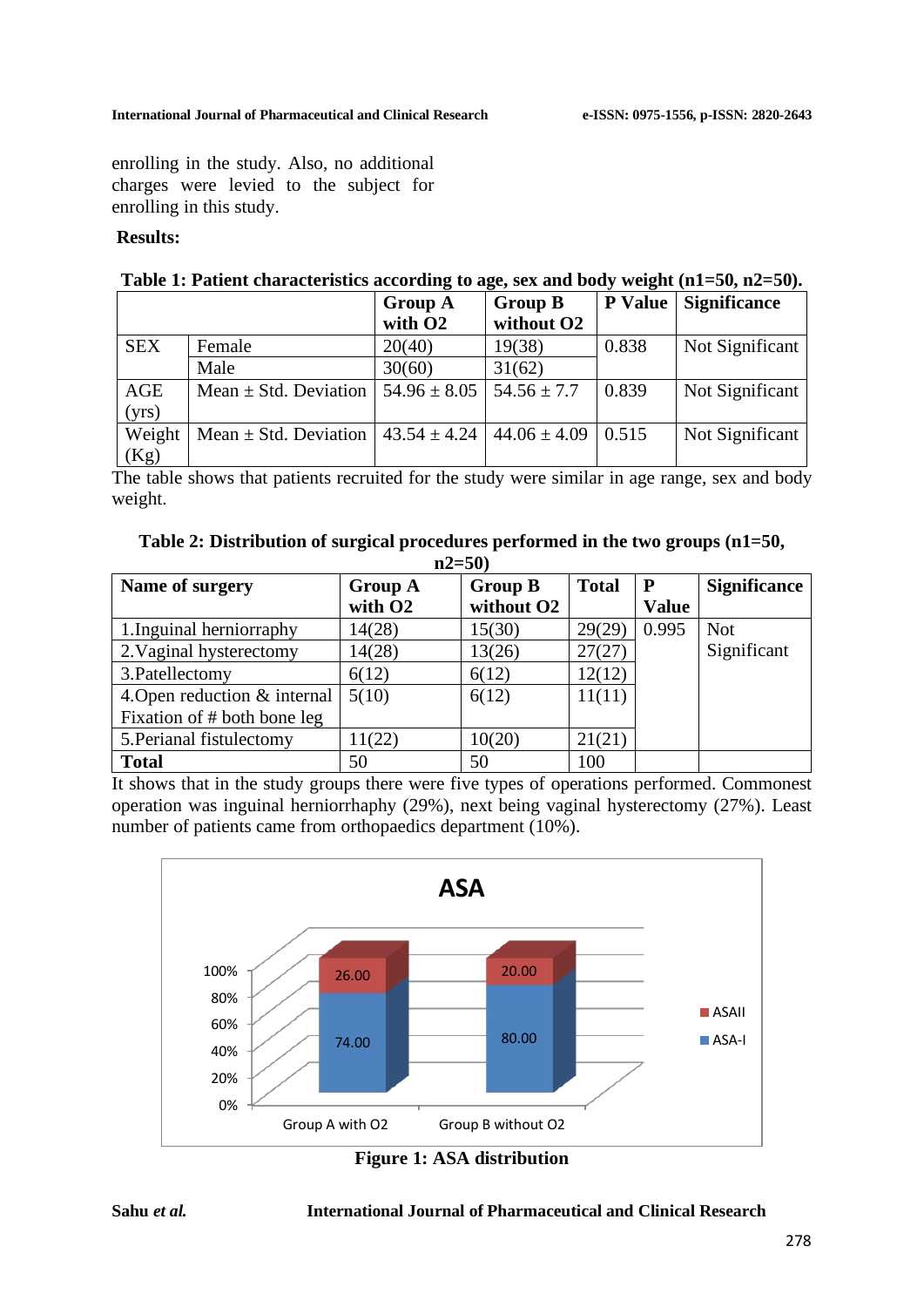enrolling in the study. Also, no additional charges were levied to the subject for enrolling in this study.

## Results:

**Table 1: Patient characteristics according to age, sex and body weight (n1=50, n2=50).**

| | | Group A with O2 | Group B without O2 | P Value | Significance |
|---|---|---|---|---|---|
| SEX | Female | 20(40) | 19(38) | 0.838 | Not Significant |
| | Male | 30(60) | 31(62) | | |
| AGE (yrs) | Mean ± Std. Deviation | 54.96 ± 8.05 | 54.56 ± 7.7 | 0.839 | Not Significant |
| Weight (Kg) | Mean ± Std. Deviation | 43.54 ± 4.24 | 44.06 ± 4.09 | 0.515 | Not Significant |

The table shows that patients recruited for the study were similar in age range, sex and body weight.

**Table 2: Distribution of surgical procedures performed in the two groups (n1=50, n2=50)**

| Name of surgery | Group A with O2 | Group B without O2 | Total | P Value | Significance |
|---|---|---|---|---|---|
| 1.Inguinal herniorraphy | 14(28) | 15(30) | 29(29) | 0.995 | Not Significant |
| 2.Vaginal hysterectomy | 14(28) | 13(26) | 27(27) | | |
| 3.Patellectomy | 6(12) | 6(12) | 12(12) | | |
| 4.Open reduction & internal Fixation of # both bone leg | 5(10) | 6(12) | 11(11) | | |
| 5.Perianal fistulectomy | 11(22) | 10(20) | 21(21) | | |
| **Total** | 50 | 50 | 100 | | |

It shows that in the study groups there were five types of operations performed. Commonest operation was inguinal herniorrhaphy (29%), next being vaginal hysterectomy (27%). Least number of patients came from orthopaedics department (10%).

ASA

| | ASA-I | ASAII |
|---|---|---|
| Group A with O2 | 74.00 | 26.00 |
| Group B without O2 | 80.00 | 20.00 |

**Figure 1: ASA distribution**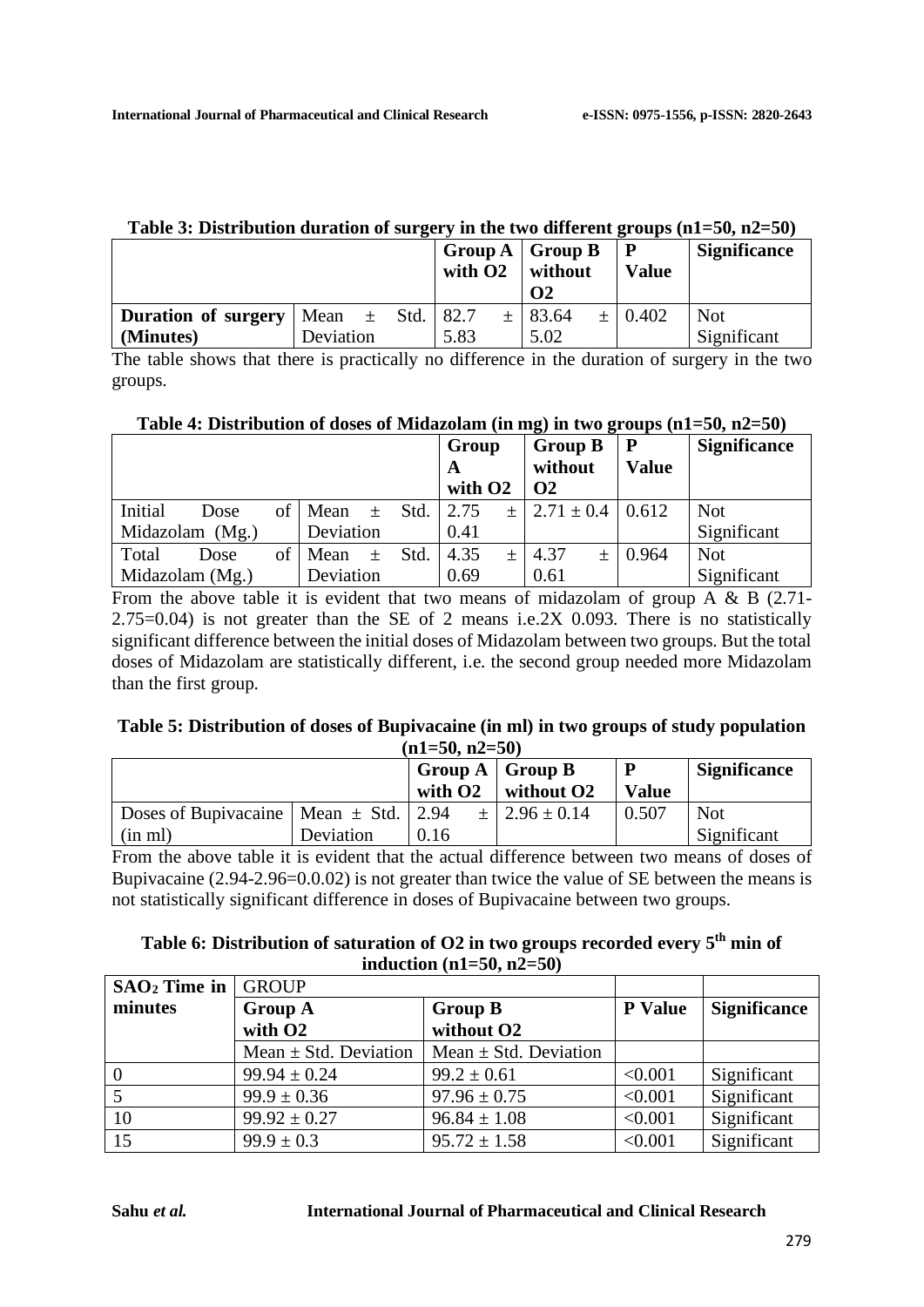**Table 3: Distribution duration of surgery in the two different groups (n1=50, n2=50)**

| | | Group A with O2 | Group B without O2 | P Value | Significance |
|---|---|---|---|---|---|
| **Duration of surgery (Minutes)** | Mean ± Std. Deviation | 82.7 ± 5.83 | 83.64 ± 5.02 | 0.402 | Not Significant |

The table shows that there is practically no difference in the duration of surgery in the two groups.

**Table 4: Distribution of doses of Midazolam (in mg) in two groups (n1=50, n2=50)**

| | | Group A with O2 | Group B without O2 | P Value | Significance |
|---|---|---|---|---|---|
| Initial Dose of Midazolam (Mg.) | Mean ± Std. Deviation | 2.75 ± 0.41 | 2.71 ± 0.4 | 0.612 | Not Significant |
| Total Dose of Midazolam (Mg.) | Mean ± Std. Deviation | 4.35 ± 0.69 | 4.37 ± 0.61 | 0.964 | Not Significant |

From the above table it is evident that two means of midazolam of group A & B (2.71-2.75=0.04) is not greater than the SE of 2 means i.e.2X 0.093. There is no statistically significant difference between the initial doses of Midazolam between two groups. But the total doses of Midazolam are statistically different, i.e. the second group needed more Midazolam than the first group.

**Table 5: Distribution of doses of Bupivacaine (in ml) in two groups of study population (n1=50, n2=50)**

| | | Group A with O2 | Group B without O2 | P Value | Significance |
|---|---|---|---|---|---|
| Doses of Bupivacaine (in ml) | Mean ± Std. Deviation | 2.94 ± 0.16 | 2.96 ± 0.14 | 0.507 | Not Significant |

From the above table it is evident that the actual difference between two means of doses of Bupivacaine (2.94-2.96=0.0.02) is not greater than twice the value of SE between the means is not statistically significant difference in doses of Bupivacaine between two groups.

**Table 6: Distribution of saturation of O2 in two groups recorded every 5th min of induction (n1=50, n2=50)**

| $SAO_2$ Time in minutes | GROUP | | | |
|---|---|---|---|---|
| | Group A with O2 | Group B without O2 | P Value | Significance |
| | Mean ± Std. Deviation | Mean ± Std. Deviation | | |
| 0 | 99.94 ± 0.24 | 99.2 ± 0.61 | <0.001 | Significant |
| 5 | 99.9 ± 0.36 | 97.96 ± 0.75 | <0.001 | Significant |
| 10 | 99.92 ± 0.27 | 96.84 ± 1.08 | <0.001 | Significant |
| 15 | 99.9 ± 0.3 | 95.72 ± 1.58 | <0.001 | Significant |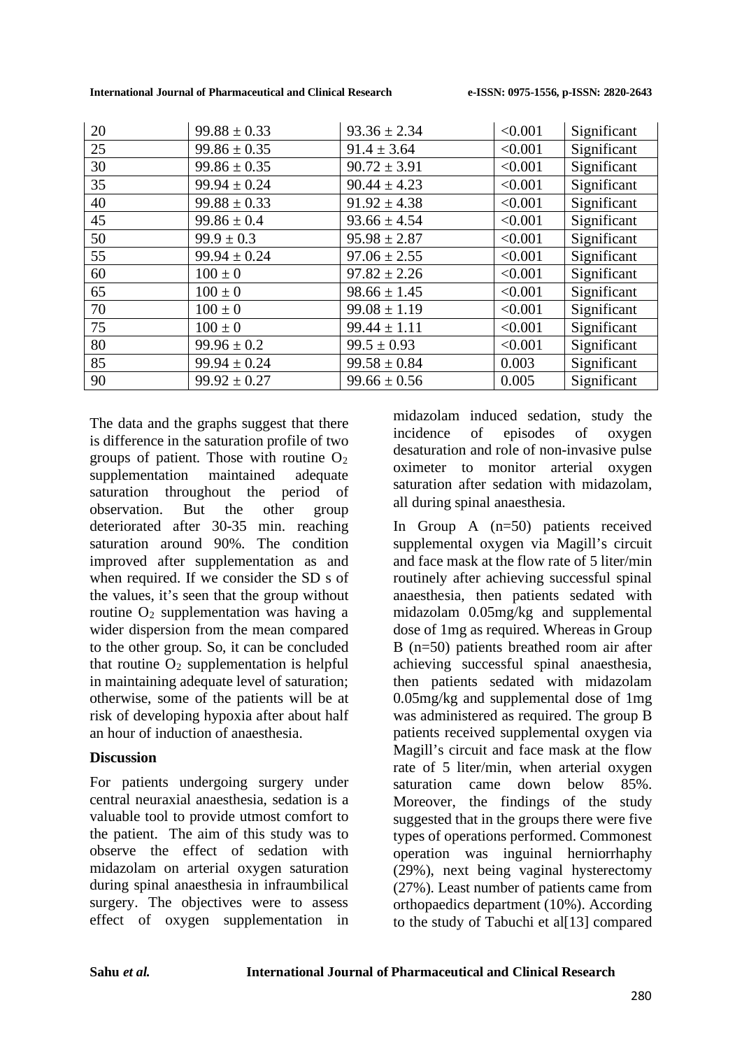| | | | | |
|---|---|---|---|---|
| 20 | 99.88 ± 0.33 | 93.36 ± 2.34 | <0.001 | Significant |
| 25 | 99.86 ± 0.35 | 91.4 ± 3.64 | <0.001 | Significant |
| 30 | 99.86 ± 0.35 | 90.72 ± 3.91 | <0.001 | Significant |
| 35 | 99.94 ± 0.24 | 90.44 ± 4.23 | <0.001 | Significant |
| 40 | 99.88 ± 0.33 | 91.92 ± 4.38 | <0.001 | Significant |
| 45 | 99.86 ± 0.4 | 93.66 ± 4.54 | <0.001 | Significant |
| 50 | 99.9 ± 0.3 | 95.98 ± 2.87 | <0.001 | Significant |
| 55 | 99.94 ± 0.24 | 97.06 ± 2.55 | <0.001 | Significant |
| 60 | 100 ± 0 | 97.82 ± 2.26 | <0.001 | Significant |
| 65 | 100 ± 0 | 98.66 ± 1.45 | <0.001 | Significant |
| 70 | 100 ± 0 | 99.08 ± 1.19 | <0.001 | Significant |
| 75 | 100 ± 0 | 99.44 ± 1.11 | <0.001 | Significant |
| 80 | 99.96 ± 0.2 | 99.5 ± 0.93 | <0.001 | Significant |
| 85 | 99.94 ± 0.24 | 99.58 ± 0.84 | 0.003 | Significant |
| 90 | 99.92 ± 0.27 | 99.66 ± 0.56 | 0.005 | Significant |

The data and the graphs suggest that there is difference in the saturation profile of two groups of patient. Those with routine $O_2$ supplementation maintained adequate saturation throughout the period of observation. But the other group deteriorated after 30-35 min. reaching saturation around 90%. The condition improved after supplementation as and when required. If we consider the SD s of the values, it's seen that the group without routine $O_2$ supplementation was having a wider dispersion from the mean compared to the other group. So, it can be concluded that routine $O_2$ supplementation is helpful in maintaining adequate level of saturation; otherwise, some of the patients will be at risk of developing hypoxia after about half an hour of induction of anaesthesia.

## Discussion

For patients undergoing surgery under central neuraxial anaesthesia, sedation is a valuable tool to provide utmost comfort to the patient. The aim of this study was to observe the effect of sedation with midazolam on arterial oxygen saturation during spinal anaesthesia in infraumbilical surgery. The objectives were to assess effect of oxygen supplementation in midazolam induced sedation, study the incidence of episodes of oxygen desaturation and role of non-invasive pulse oximeter to monitor arterial oxygen saturation after sedation with midazolam, all during spinal anaesthesia.

In Group A (n=50) patients received supplemental oxygen via Magill's circuit and face mask at the flow rate of 5 liter/min routinely after achieving successful spinal anaesthesia, then patients sedated with midazolam 0.05mg/kg and supplemental dose of 1mg as required. Whereas in Group B (n=50) patients breathed room air after achieving successful spinal anaesthesia, then patients sedated with midazolam 0.05mg/kg and supplemental dose of 1mg was administered as required. The group B patients received supplemental oxygen via Magill's circuit and face mask at the flow rate of 5 liter/min, when arterial oxygen saturation came down below 85%. Moreover, the findings of the study suggested that in the groups there were five types of operations performed. Commonest operation was inguinal herniorrhaphy (29%), next being vaginal hysterectomy (27%). Least number of patients came from orthopaedics department (10%). According to the study of Tabuchi et al[13] compared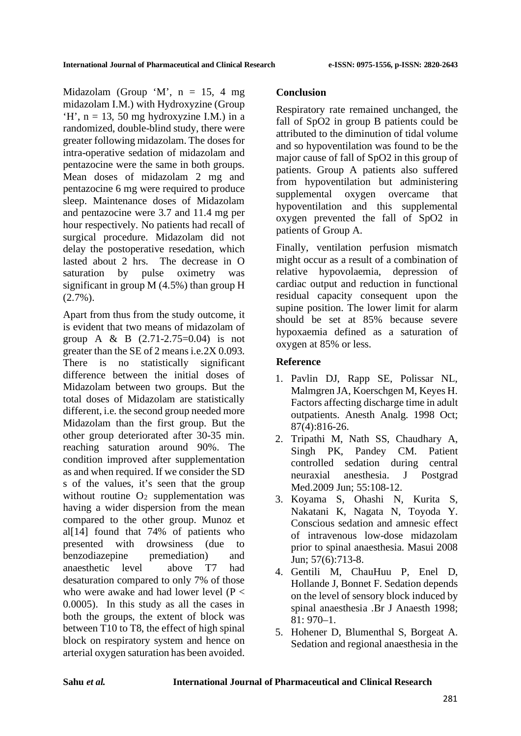Midazolam (Group 'M', n = 15, 4 mg midazolam I.M.) with Hydroxyzine (Group 'H', n = 13, 50 mg hydroxyzine I.M.) in a randomized, double-blind study, there were greater following midazolam. The doses for intra-operative sedation of midazolam and pentazocine were the same in both groups. Mean doses of midazolam 2 mg and pentazocine 6 mg were required to produce sleep. Maintenance doses of Midazolam and pentazocine were 3.7 and 11.4 mg per hour respectively. No patients had recall of surgical procedure. Midazolam did not delay the postoperative resedation, which lasted about 2 hrs. The decrease in O saturation by pulse oximetry was significant in group M (4.5%) than group H (2.7%).

Apart from thus from the study outcome, it is evident that two means of midazolam of group A & B (2.71-2.75=0.04) is not greater than the SE of 2 means i.e.2X 0.093. There is no statistically significant difference between the initial doses of Midazolam between two groups. But the total doses of Midazolam are statistically different, i.e. the second group needed more Midazolam than the first group. But the other group deteriorated after 30-35 min. reaching saturation around 90%. The condition improved after supplementation as and when required. If we consider the SD s of the values, it's seen that the group without routine $O_2$ supplementation was having a wider dispersion from the mean compared to the other group. Munoz et al[14] found that 74% of patients who presented with drowsiness (due to benzodiazepine premediation) and anaesthetic level above T7 had desaturation compared to only 7% of those who were awake and had lower level ($P < 0.0005$). In this study as all the cases in both the groups, the extent of block was between T10 to T8, the effect of high spinal block on respiratory system and hence on arterial oxygen saturation has been avoided.

## Conclusion

Respiratory rate remained unchanged, the fall of SpO2 in group B patients could be attributed to the diminution of tidal volume and so hypoventilation was found to be the major cause of fall of SpO2 in this group of patients. Group A patients also suffered from hypoventilation but administering supplemental oxygen overcame that hypoventilation and this supplemental oxygen prevented the fall of SpO2 in patients of Group A.

Finally, ventilation perfusion mismatch might occur as a result of a combination of relative hypovolaemia, depression of cardiac output and reduction in functional residual capacity consequent upon the supine position. The lower limit for alarm should be set at 85% because severe hypoxaemia defined as a saturation of oxygen at 85% or less.

## Reference

1. Pavlin DJ, Rapp SE, Polissar NL, Malmgren JA, Koerschgen M, Keyes H. Factors affecting discharge time in adult outpatients. Anesth Analg. 1998 Oct; 87(4):816-26.
2. Tripathi M, Nath SS, Chaudhary A, Singh PK, Pandey CM. Patient controlled sedation during central neuraxial anesthesia. J Postgrad Med.2009 Jun; 55:108-12.
3. Koyama S, Ohashi N, Kurita S, Nakatani K, Nagata N, Toyoda Y. Conscious sedation and amnesic effect of intravenous low-dose midazolam prior to spinal anaesthesia. Masui 2008 Jun; 57(6):713-8.
4. Gentili M, ChauHuu P, Enel D, Hollande J, Bonnet F. Sedation depends on the level of sensory block induced by spinal anaesthesia .Br J Anaesth 1998; 81: 970–1.
5. Hohener D, Blumenthal S, Borgeat A. Sedation and regional anaesthesia in the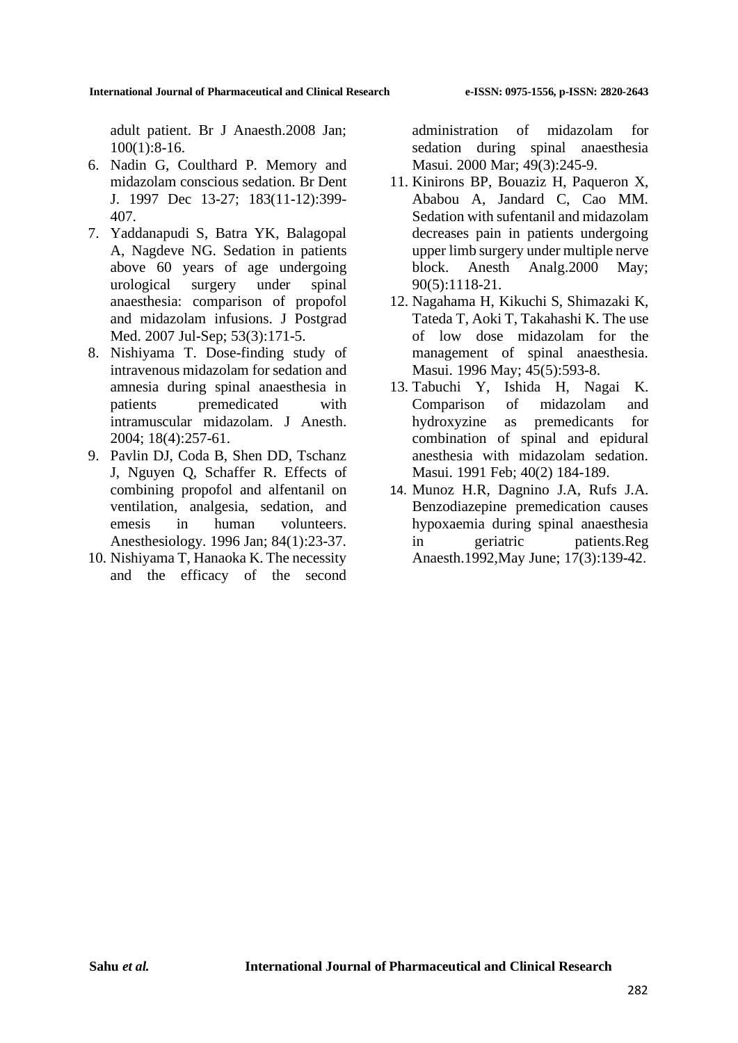adult patient. Br J Anaesth.2008 Jan; 100(1):8-16.

6. Nadin G, Coulthard P. Memory and midazolam conscious sedation. Br Dent J. 1997 Dec 13-27; 183(11-12):399-407.
7. Yaddanapudi S, Batra YK, Balagopal A, Nagdeve NG. Sedation in patients above 60 years of age undergoing urological surgery under spinal anaesthesia: comparison of propofol and midazolam infusions. J Postgrad Med. 2007 Jul-Sep; 53(3):171-5.
8. Nishiyama T. Dose-finding study of intravenous midazolam for sedation and amnesia during spinal anaesthesia in patients premedicated with intramuscular midazolam. J Anesth. 2004; 18(4):257-61.
9. Pavlin DJ, Coda B, Shen DD, Tschanz J, Nguyen Q, Schaffer R. Effects of combining propofol and alfentanil on ventilation, analgesia, sedation, and emesis in human volunteers. Anesthesiology. 1996 Jan; 84(1):23-37.
10. Nishiyama T, Hanaoka K. The necessity and the efficacy of the second administration of midazolam for sedation during spinal anaesthesia Masui. 2000 Mar; 49(3):245-9.
11. Kinirons BP, Bouaziz H, Paqueron X, Ababou A, Jandard C, Cao MM. Sedation with sufentanil and midazolam decreases pain in patients undergoing upper limb surgery under multiple nerve block. Anesth Analg.2000 May; 90(5):1118-21.
12. Nagahama H, Kikuchi S, Shimazaki K, Tateda T, Aoki T, Takahashi K. The use of low dose midazolam for the management of spinal anaesthesia. Masui. 1996 May; 45(5):593-8.
13. Tabuchi Y, Ishida H, Nagai K. Comparison of midazolam and hydroxyzine as premedicants for combination of spinal and epidural anesthesia with midazolam sedation. Masui. 1991 Feb; 40(2) 184-189.
14. Munoz H.R, Dagnino J.A, Rufs J.A. Benzodiazepine premedication causes hypoxaemia during spinal anaesthesia in geriatric patients.Reg Anaesth.1992,May June; 17(3):139-42.